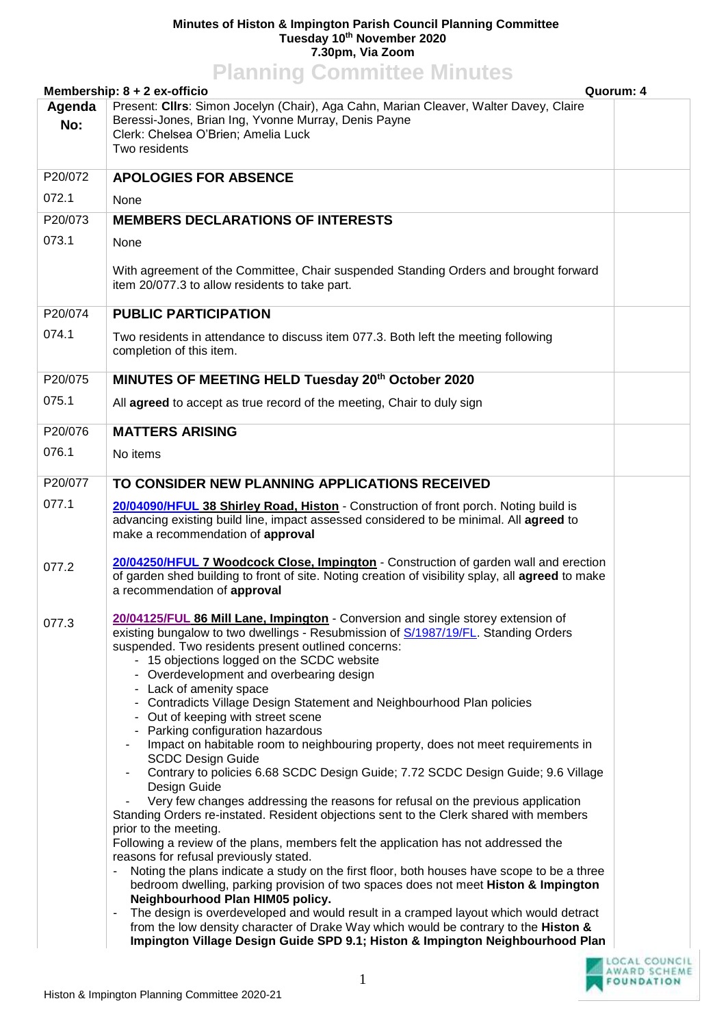**Minutes of Histon & Impington Parish Council Planning Committee**
**Tuesday 10th November 2020**
**7.30pm, Via Zoom**

# Planning Committee Minutes

**Membership: 8 + 2 ex-officio** **Quorum: 4**

| Agenda No: | Present: **Cllrs**: Simon Jocelyn (Chair), Aga Cahn, Marian Cleaver, Walter Davey, Claire Beressi-Jones, Brian Ing, Yvonne Murray, Denis Payne<br>Clerk: Chelsea O'Brien; Amelia Luck<br>Two residents | |
|---|---|---|
| P20/072 | **APOLOGIES FOR ABSENCE** | |
| 072.1 | None | |
| P20/073 | **MEMBERS DECLARATIONS OF INTERESTS** | |
| 073.1 | None<br><br>With agreement of the Committee, Chair suspended Standing Orders and brought forward item 20/077.3 to allow residents to take part. | |
| P20/074 | **PUBLIC PARTICIPATION** | |
| 074.1 | Two residents in attendance to discuss item 077.3. Both left the meeting following completion of this item. | |
| P20/075 | **MINUTES OF MEETING HELD Tuesday 20th October 2020** | |
| 075.1 | All **agreed** to accept as true record of the meeting, Chair to duly sign | |
| P20/076 | **MATTERS ARISING** | |
| 076.1 | No items | |
| P20/077 | **TO CONSIDER NEW PLANNING APPLICATIONS RECEIVED** | |
| 077.1 | **20/04090/HFUL 38 Shirley Road, Histon** - Construction of front porch. Noting build is advancing existing build line, impact assessed considered to be minimal. All **agreed** to make a recommendation of **approval** | |
| 077.2 | **20/04250/HFUL 7 Woodcock Close, Impington** - Construction of garden wall and erection of garden shed building to front of site. Noting creation of visibility splay, all **agreed** to make a recommendation of **approval** | |
| 077.3 | **20/04125/FUL 86 Mill Lane, Impington** - Conversion and single storey extension of existing bungalow to two dwellings - Resubmission of S/1987/19/FL. Standing Orders suspended. Two residents present outlined concerns:<br>- 15 objections logged on the SCDC website<br>- Overdevelopment and overbearing design<br>- Lack of amenity space<br>- Contradicts Village Design Statement and Neighbourhood Plan policies<br>- Out of keeping with street scene<br>- Parking configuration hazardous<br>- Impact on habitable room to neighbouring property, does not meet requirements in SCDC Design Guide<br>- Contrary to policies 6.68 SCDC Design Guide; 7.72 SCDC Design Guide; 9.6 Village Design Guide<br>- Very few changes addressing the reasons for refusal on the previous application<br>Standing Orders re-instated. Resident objections sent to the Clerk shared with members prior to the meeting.<br>Following a review of the plans, members felt the application has not addressed the reasons for refusal previously stated.<br>- Noting the plans indicate a study on the first floor, both houses have scope to be a three bedroom dwelling, parking provision of two spaces does not meet **Histon & Impington Neighbourhood Plan HIM05 policy.**<br>- The design is overdeveloped and would result in a cramped layout which would detract from the low density character of Drake Way which would be contrary to the **Histon & Impington Village Design Guide SPD 9.1; Histon & Impington Neighbourhood Plan** | |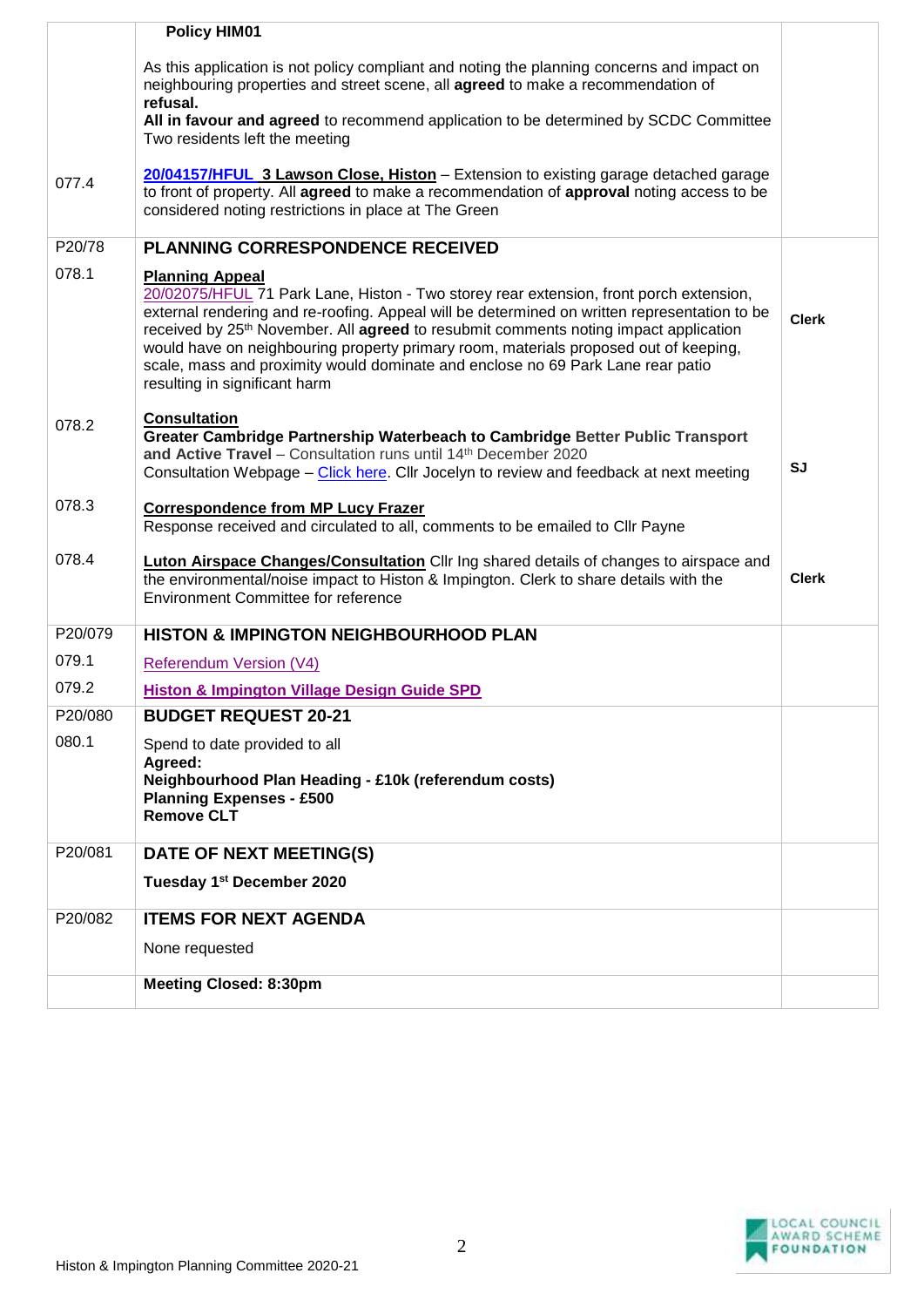| | | |
|---|---|---|
| | **Policy HIM01**<br><br>As this application is not policy compliant and noting the planning concerns and impact on neighbouring properties and street scene, all **agreed** to make a recommendation of **refusal.**<br>**All in favour and agreed** to recommend application to be determined by SCDC Committee<br>Two residents left the meeting | |
| 077.4 | **20/04157/HFUL 3 Lawson Close, Histon** – Extension to existing garage detached garage to front of property. All **agreed** to make a recommendation of **approval** noting access to be considered noting restrictions in place at The Green | |
| P20/78 | **PLANNING CORRESPONDENCE RECEIVED** | |
| 078.1 | **Planning Appeal**<br>20/02075/HFUL 71 Park Lane, Histon - Two storey rear extension, front porch extension, external rendering and re-roofing. Appeal will be determined on written representation to be received by 25th November. All **agreed** to resubmit comments noting impact application would have on neighbouring property primary room, materials proposed out of keeping, scale, mass and proximity would dominate and enclose no 69 Park Lane rear patio resulting in significant harm | **Clerk** |
| 078.2 | **Consultation**<br>**Greater Cambridge Partnership Waterbeach to Cambridge Better Public Transport and Active Travel** – Consultation runs until 14th December 2020<br>Consultation Webpage – Click here. Cllr Jocelyn to review and feedback at next meeting | **SJ** |
| 078.3 | **Correspondence from MP Lucy Frazer**<br>Response received and circulated to all, comments to be emailed to Cllr Payne | |
| 078.4 | **Luton Airspace Changes/Consultation** Cllr Ing shared details of changes to airspace and the environmental/noise impact to Histon & Impington. Clerk to share details with the Environment Committee for reference | **Clerk** |
| P20/079 | **HISTON & IMPINGTON NEIGHBOURHOOD PLAN** | |
| 079.1 | Referendum Version (V4) | |
| 079.2 | **Histon & Impington Village Design Guide SPD** | |
| P20/080 | **BUDGET REQUEST 20-21** | |
| 080.1 | Spend to date provided to all<br>**Agreed:**<br>**Neighbourhood Plan Heading - £10k (referendum costs)**<br>**Planning Expenses - £500**<br>**Remove CLT** | |
| P20/081 | **DATE OF NEXT MEETING(S)**<br><br>**Tuesday 1st December 2020** | |
| P20/082 | **ITEMS FOR NEXT AGENDA**<br><br>None requested | |
| | **Meeting Closed: 8:30pm** | |